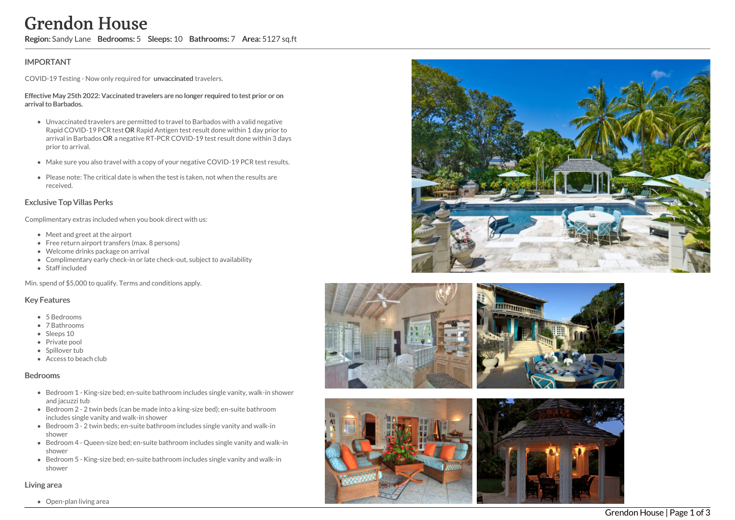# Grendon House

**Region:** Sandy Lane **Bedrooms:** 5 **Sleeps:** 10 **Bathrooms:** 7 **Area:** 5127 sq.ft

## IMPORTANT

COVID-19 Testing - Now only required for **unvaccinated** travelers.

**Effective May 25th 2022: Vaccinated travelers are no longer required to test prior or on arrival to Barbados.**

- Unvaccinated travelers are permitted to travel to Barbados with a valid negative Rapid COVID-19 PCR test **OR** Rapid Antigen test result done within 1 day prior to arrival in Barbados **OR** a negative RT-PCR COVID-19 test result done within 3 days prior to arrival.
- Make sure you also travel with a copy of your negative COVID-19 PCR test results.
- Please note: The critical date is when the test is taken, not when the results are received.

## Exclusive Top Villas Perks

Complimentary extras included when you book direct with us:

- Meet and greet at the airport
- Free return airport transfers (max. 8 persons)
- Welcome drinks package on arrival
- Complimentary early check-in or late check-out, subject to availability
- Staff included

Min. spend of $5,000 to qualify. Terms and conditions apply.

## Key Features

- 5 Bedrooms
- 7 Bathrooms
- Sleeps 10
- Private pool
- Spillover tub
- Access to beach club

## Bedrooms

- Bedroom 1 - King-size bed; en-suite bathroom includes single vanity, walk-in shower and jacuzzi tub
- Bedroom 2 - 2 twin beds (can be made into a king-size bed); en-suite bathroom includes single vanity and walk-in shower
- Bedroom 3 - 2 twin beds; en-suite bathroom includes single vanity and walk-in shower
- Bedroom 4 - Queen-size bed; en-suite bathroom includes single vanity and walk-in shower
- Bedroom 5 - King-size bed; en-suite bathroom includes single vanity and walk-in shower

## Living area

- Open-plan living area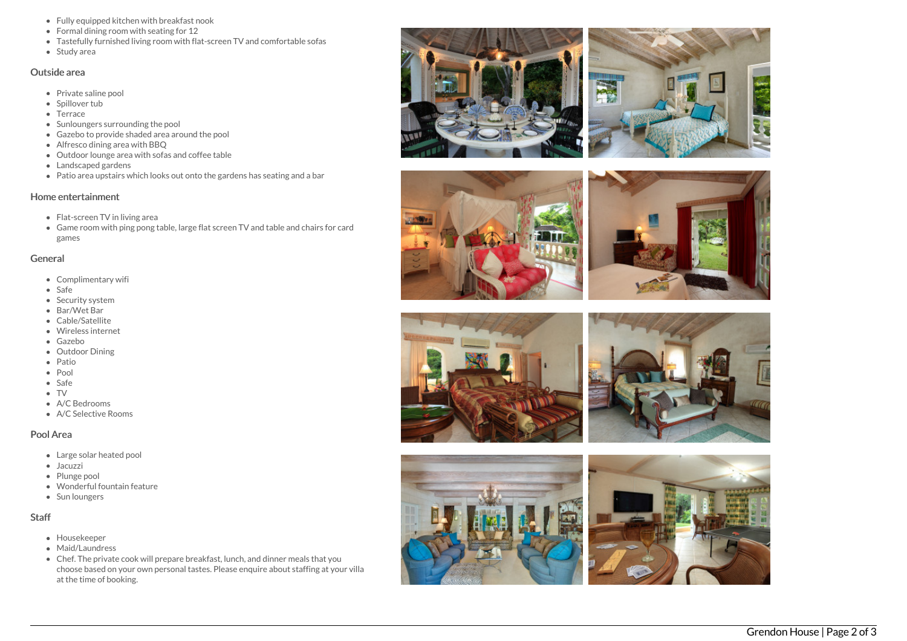- Fully equipped kitchen with breakfast nook
- Formal dining room with seating for 12
- Tastefully furnished living room with flat-screen TV and comfortable sofas
- Study area

## Outside area

- Private saline pool
- Spillover tub
- Terrace
- Sunloungers surrounding the pool
- Gazebo to provide shaded area around the pool
- Alfresco dining area with BBQ
- Outdoor lounge area with sofas and coffee table
- Landscaped gardens
- Patio area upstairs which looks out onto the gardens has seating and a bar

## Home entertainment

- Flat-screen TV in living area
- Game room with ping pong table, large flat screen TV and table and chairs for card games

## General

- Complimentary wifi
- Safe
- Security system
- Bar/Wet Bar
- Cable/Satellite
- Wireless internet
- Gazebo
- Outdoor Dining
- Patio
- Pool
- Safe
- TV
- A/C Bedrooms
- A/C Selective Rooms

## Pool Area

- Large solar heated pool
- Jacuzzi
- Plunge pool
- Wonderful fountain feature
- Sun loungers

## Staff

- Housekeeper
- Maid/Laundress
- Chef. The private cook will prepare breakfast, lunch, and dinner meals that you choose based on your own personal tastes. Please enquire about staffing at your villa at the time of booking.